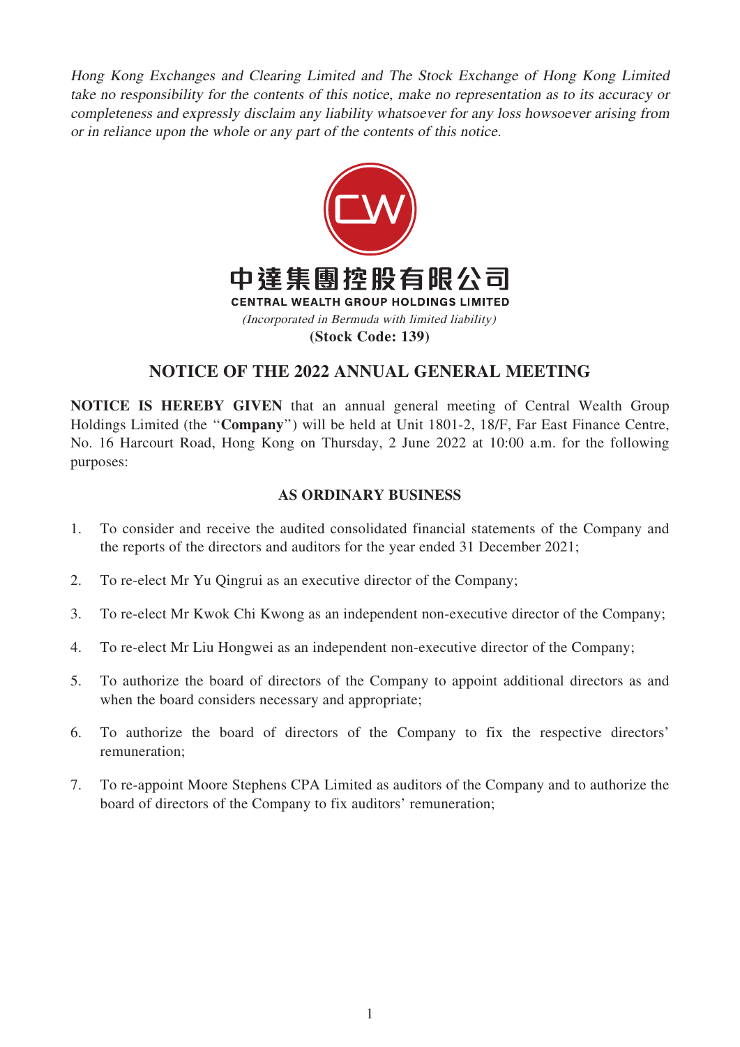*Hong Kong Exchanges and Clearing Limited and The Stock Exchange of Hong Kong Limited take no responsibility for the contents of this notice, make no representation as to its accuracy or completeness and expressly disclaim any liability whatsoever for any loss howsoever arising from or in reliance upon the whole or any part of the contents of this notice.*

**中達集團控股有限公司**

**CENTRAL WEALTH GROUP HOLDINGS LIMITED**

*(Incorporated in Bermuda with limited liability)*

**(Stock Code: 139)**

# NOTICE OF THE 2022 ANNUAL GENERAL MEETING

**NOTICE IS HEREBY GIVEN** that an annual general meeting of Central Wealth Group Holdings Limited (the "**Company**") will be held at Unit 1801-2, 18/F, Far East Finance Centre, No. 16 Harcourt Road, Hong Kong on Thursday, 2 June 2022 at 10:00 a.m. for the following purposes:

## AS ORDINARY BUSINESS

1. To consider and receive the audited consolidated financial statements of the Company and the reports of the directors and auditors for the year ended 31 December 2021;
2. To re-elect Mr Yu Qingrui as an executive director of the Company;
3. To re-elect Mr Kwok Chi Kwong as an independent non-executive director of the Company;
4. To re-elect Mr Liu Hongwei as an independent non-executive director of the Company;
5. To authorize the board of directors of the Company to appoint additional directors as and when the board considers necessary and appropriate;
6. To authorize the board of directors of the Company to fix the respective directors' remuneration;
7. To re-appoint Moore Stephens CPA Limited as auditors of the Company and to authorize the board of directors of the Company to fix auditors' remuneration;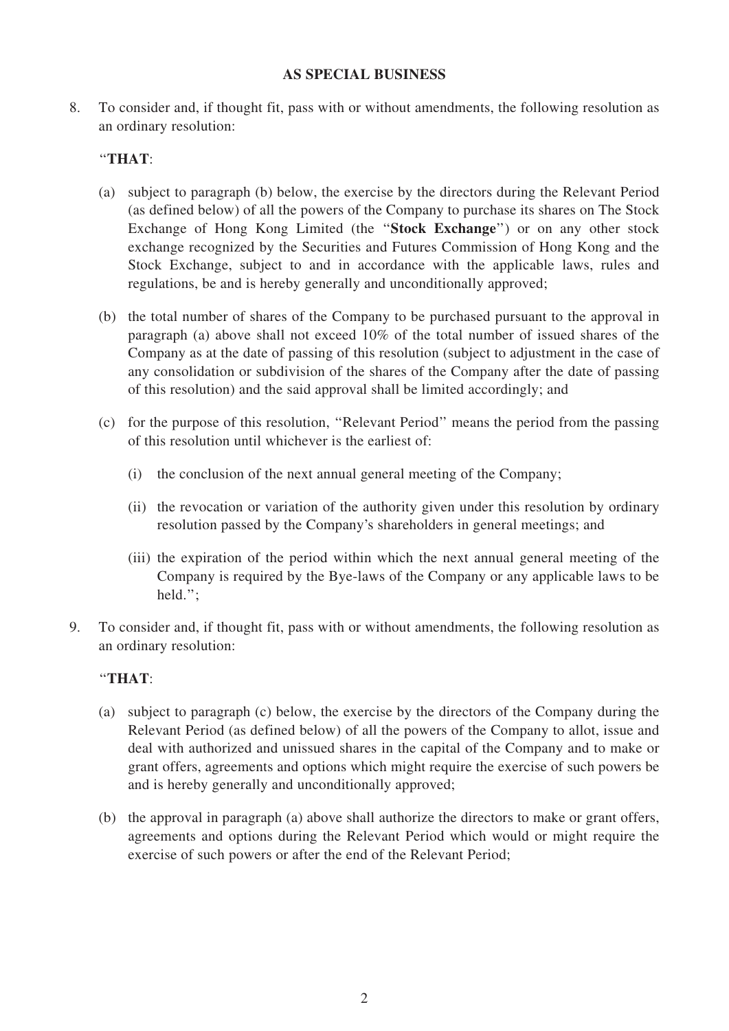**AS SPECIAL BUSINESS**

8. To consider and, if thought fit, pass with or without amendments, the following resolution as an ordinary resolution:

  "**THAT**:

  (a) subject to paragraph (b) below, the exercise by the directors during the Relevant Period (as defined below) of all the powers of the Company to purchase its shares on The Stock Exchange of Hong Kong Limited (the "**Stock Exchange**") or on any other stock exchange recognized by the Securities and Futures Commission of Hong Kong and the Stock Exchange, subject to and in accordance with the applicable laws, rules and regulations, be and is hereby generally and unconditionally approved;

  (b) the total number of shares of the Company to be purchased pursuant to the approval in paragraph (a) above shall not exceed 10% of the total number of issued shares of the Company as at the date of passing of this resolution (subject to adjustment in the case of any consolidation or subdivision of the shares of the Company after the date of passing of this resolution) and the said approval shall be limited accordingly; and

  (c) for the purpose of this resolution, "Relevant Period" means the period from the passing of this resolution until whichever is the earliest of:

    (i) the conclusion of the next annual general meeting of the Company;

    (ii) the revocation or variation of the authority given under this resolution by ordinary resolution passed by the Company's shareholders in general meetings; and

    (iii) the expiration of the period within which the next annual general meeting of the Company is required by the Bye-laws of the Company or any applicable laws to be held.";

9. To consider and, if thought fit, pass with or without amendments, the following resolution as an ordinary resolution:

  "**THAT**:

  (a) subject to paragraph (c) below, the exercise by the directors of the Company during the Relevant Period (as defined below) of all the powers of the Company to allot, issue and deal with authorized and unissued shares in the capital of the Company and to make or grant offers, agreements and options which might require the exercise of such powers be and is hereby generally and unconditionally approved;

  (b) the approval in paragraph (a) above shall authorize the directors to make or grant offers, agreements and options during the Relevant Period which would or might require the exercise of such powers or after the end of the Relevant Period;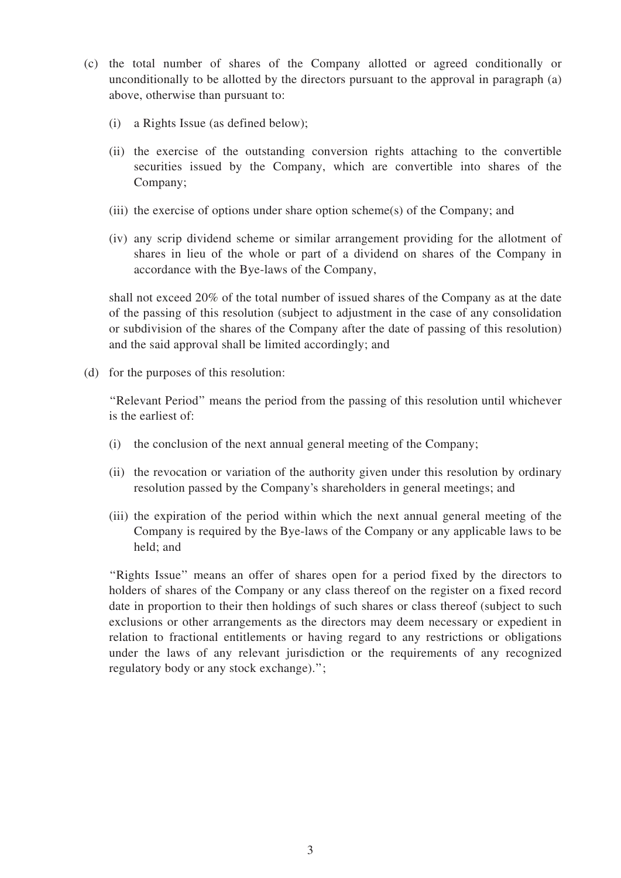(c) the total number of shares of the Company allotted or agreed conditionally or unconditionally to be allotted by the directors pursuant to the approval in paragraph (a) above, otherwise than pursuant to:

  (i) a Rights Issue (as defined below);

  (ii) the exercise of the outstanding conversion rights attaching to the convertible securities issued by the Company, which are convertible into shares of the Company;

  (iii) the exercise of options under share option scheme(s) of the Company; and

  (iv) any scrip dividend scheme or similar arrangement providing for the allotment of shares in lieu of the whole or part of a dividend on shares of the Company in accordance with the Bye-laws of the Company,

  shall not exceed 20% of the total number of issued shares of the Company as at the date of the passing of this resolution (subject to adjustment in the case of any consolidation or subdivision of the shares of the Company after the date of passing of this resolution) and the said approval shall be limited accordingly; and

(d) for the purposes of this resolution:

  "Relevant Period" means the period from the passing of this resolution until whichever is the earliest of:

  (i) the conclusion of the next annual general meeting of the Company;

  (ii) the revocation or variation of the authority given under this resolution by ordinary resolution passed by the Company's shareholders in general meetings; and

  (iii) the expiration of the period within which the next annual general meeting of the Company is required by the Bye-laws of the Company or any applicable laws to be held; and

  "Rights Issue" means an offer of shares open for a period fixed by the directors to holders of shares of the Company or any class thereof on the register on a fixed record date in proportion to their then holdings of such shares or class thereof (subject to such exclusions or other arrangements as the directors may deem necessary or expedient in relation to fractional entitlements or having regard to any restrictions or obligations under the laws of any relevant jurisdiction or the requirements of any recognized regulatory body or any stock exchange).";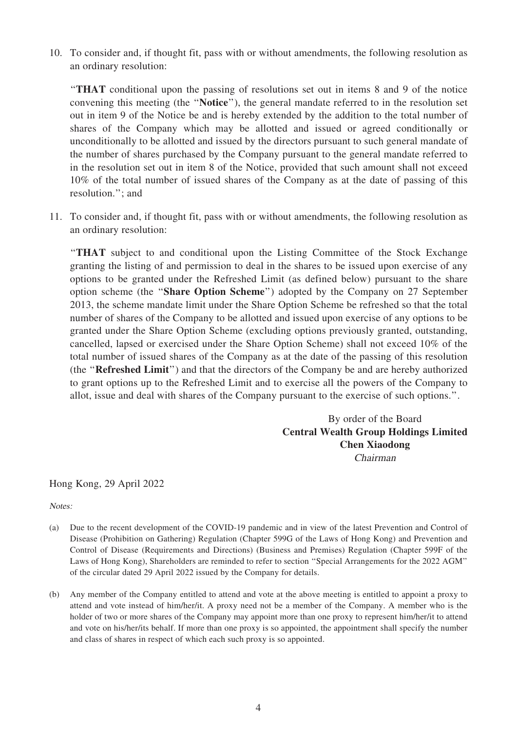10. To consider and, if thought fit, pass with or without amendments, the following resolution as an ordinary resolution:

 "**THAT** conditional upon the passing of resolutions set out in items 8 and 9 of the notice convening this meeting (the "**Notice**"), the general mandate referred to in the resolution set out in item 9 of the Notice be and is hereby extended by the addition to the total number of shares of the Company which may be allotted and issued or agreed conditionally or unconditionally to be allotted and issued by the directors pursuant to such general mandate of the number of shares purchased by the Company pursuant to the general mandate referred to in the resolution set out in item 8 of the Notice, provided that such amount shall not exceed 10% of the total number of issued shares of the Company as at the date of passing of this resolution."; and

11. To consider and, if thought fit, pass with or without amendments, the following resolution as an ordinary resolution:

 "**THAT** subject to and conditional upon the Listing Committee of the Stock Exchange granting the listing of and permission to deal in the shares to be issued upon exercise of any options to be granted under the Refreshed Limit (as defined below) pursuant to the share option scheme (the "**Share Option Scheme**") adopted by the Company on 27 September 2013, the scheme mandate limit under the Share Option Scheme be refreshed so that the total number of shares of the Company to be allotted and issued upon exercise of any options to be granted under the Share Option Scheme (excluding options previously granted, outstanding, cancelled, lapsed or exercised under the Share Option Scheme) shall not exceed 10% of the total number of issued shares of the Company as at the date of the passing of this resolution (the "**Refreshed Limit**") and that the directors of the Company be and are hereby authorized to grant options up to the Refreshed Limit and to exercise all the powers of the Company to allot, issue and deal with shares of the Company pursuant to the exercise of such options.".

By order of the Board
**Central Wealth Group Holdings Limited**
**Chen Xiaodong**
*Chairman*

Hong Kong, 29 April 2022

*Notes:*

(a) Due to the recent development of the COVID-19 pandemic and in view of the latest Prevention and Control of Disease (Prohibition on Gathering) Regulation (Chapter 599G of the Laws of Hong Kong) and Prevention and Control of Disease (Requirements and Directions) (Business and Premises) Regulation (Chapter 599F of the Laws of Hong Kong), Shareholders are reminded to refer to section "Special Arrangements for the 2022 AGM" of the circular dated 29 April 2022 issued by the Company for details.

(b) Any member of the Company entitled to attend and vote at the above meeting is entitled to appoint a proxy to attend and vote instead of him/her/it. A proxy need not be a member of the Company. A member who is the holder of two or more shares of the Company may appoint more than one proxy to represent him/her/it to attend and vote on his/her/its behalf. If more than one proxy is so appointed, the appointment shall specify the number and class of shares in respect of which each such proxy is so appointed.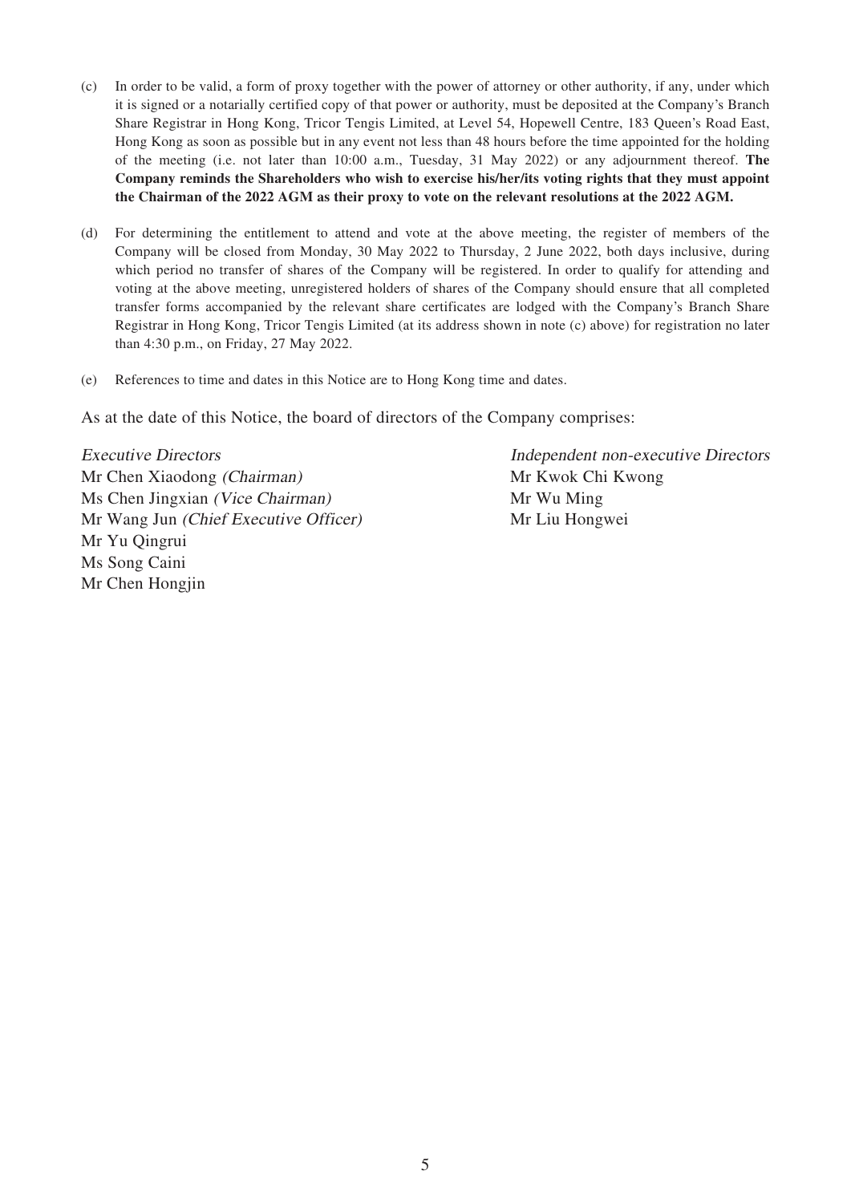(c) In order to be valid, a form of proxy together with the power of attorney or other authority, if any, under which it is signed or a notarially certified copy of that power or authority, must be deposited at the Company's Branch Share Registrar in Hong Kong, Tricor Tengis Limited, at Level 54, Hopewell Centre, 183 Queen's Road East, Hong Kong as soon as possible but in any event not less than 48 hours before the time appointed for the holding of the meeting (i.e. not later than 10:00 a.m., Tuesday, 31 May 2022) or any adjournment thereof. **The Company reminds the Shareholders who wish to exercise his/her/its voting rights that they must appoint the Chairman of the 2022 AGM as their proxy to vote on the relevant resolutions at the 2022 AGM.**

(d) For determining the entitlement to attend and vote at the above meeting, the register of members of the Company will be closed from Monday, 30 May 2022 to Thursday, 2 June 2022, both days inclusive, during which period no transfer of shares of the Company will be registered. In order to qualify for attending and voting at the above meeting, unregistered holders of shares of the Company should ensure that all completed transfer forms accompanied by the relevant share certificates are lodged with the Company's Branch Share Registrar in Hong Kong, Tricor Tengis Limited (at its address shown in note (c) above) for registration no later than 4:30 p.m., on Friday, 27 May 2022.

(e) References to time and dates in this Notice are to Hong Kong time and dates.

As at the date of this Notice, the board of directors of the Company comprises:

*Executive Directors*
Mr Chen Xiaodong *(Chairman)*
Ms Chen Jingxian *(Vice Chairman)*
Mr Wang Jun *(Chief Executive Officer)*
Mr Yu Qingrui
Ms Song Caini
Mr Chen Hongjin

*Independent non-executive Directors*
Mr Kwok Chi Kwong
Mr Wu Ming
Mr Liu Hongwei